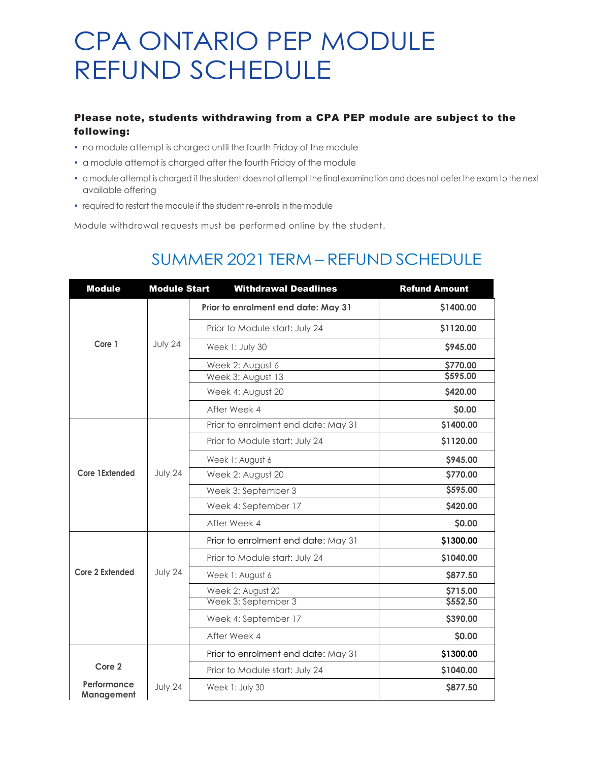# CPA ONTARIO PEP MODULE REFUND SCHEDULE

**Please note, students withdrawing from a CPA PEP module are subject to the following:**

- no module attempt is charged until the fourth Friday of the module
- a module attempt is charged after the fourth Friday of the module
- a module attempt is charged if the student does not attempt the final examination and does not defer the exam to the next available offering
- required to restart the module if the student re-enrolls in the module

Module withdrawal requests must be performed online by the student.

## SUMMER 2021 TERM – REFUND SCHEDULE

| Module | Module Start | Withdrawal Deadlines | Refund Amount |
|---|---|---|---|
| Core 1 | July 24 | **Prior to enrolment end date: May 31** | $1400.00 |
| | | Prior to Module start: July 24 | $1120.00 |
| | | Week 1: July 30 | $945.00 |
| | | Week 2: August 6 | $770.00 |
| | | Week 3: August 13 | $595.00 |
| | | Week 4: August 20 | $420.00 |
| | | After Week 4 | $0.00 |
| Core 1Extended | July 24 | Prior to enrolment end date: May 31 | $1400.00 |
| | | Prior to Module start: July 24 | $1120.00 |
| | | Week 1: August 6 | $945.00 |
| | | Week 2: August 20 | $770.00 |
| | | Week 3: September 3 | $595.00 |
| | | Week 4: September 17 | $420.00 |
| | | After Week 4 | $0.00 |
| Core 2 Extended | July 24 | Prior to enrolment end date: May 31 | $1300.00 |
| | | Prior to Module start: July 24 | $1040.00 |
| | | Week 1: August 6 | $877.50 |
| | | Week 2: August 20 | $715.00 |
| | | Week 3: September 3 | $552.50 |
| | | Week 4: September 17 | $390.00 |
| | | After Week 4 | $0.00 |
| Core 2 Performance Management | July 24 | Prior to enrolment end date: May 31 | $1300.00 |
| | | Prior to Module start: July 24 | $1040.00 |
| | | Week 1: July 30 | $877.50 |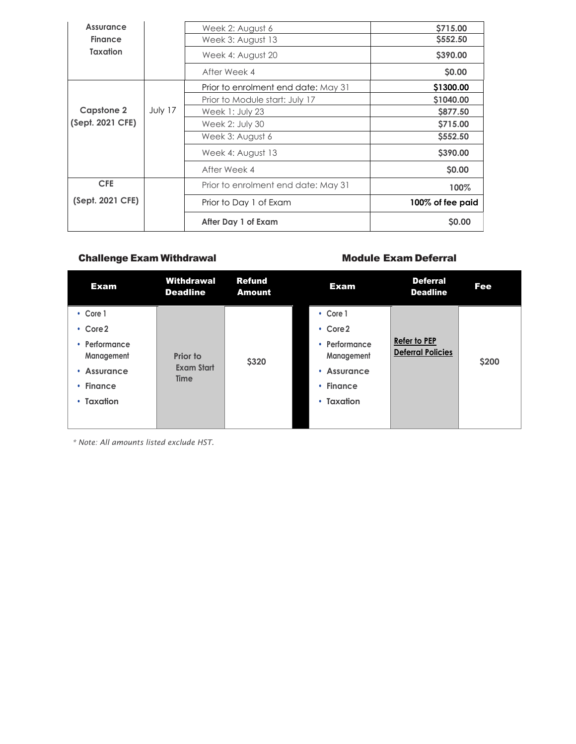| | | | |
|---|---|---|---|
| Assurance<br>Finance<br>Taxation | | Week 2: August 6 | **$715.00** |
| | | Week 3: August 13 | **$552.50** |
| | | Week 4: August 20 | **$390.00** |
| | | After Week 4 | **$0.00** |
| **Capstone 2 (Sept. 2021 CFE)** | July 17 | Prior to enrolment end date: May 31 | **$1300.00** |
| | | Prior to Module start: July 17 | **$1040.00** |
| | | Week 1: July 23 | **$877.50** |
| | | Week 2: July 30 | **$715.00** |
| | | Week 3: August 6 | **$552.50** |
| | | Week 4: August 13 | **$390.00** |
| | | After Week 4 | **$0.00** |
| **CFE (Sept. 2021 CFE)** | | Prior to enrolment end date: May 31 | **100%** |
| | | Prior to Day 1 of Exam | **100% of fee paid** |
| | | **After Day 1 of Exam** | **$0.00** |

## Challenge Exam Withdrawal

| Exam | Withdrawal Deadline | Refund Amount |
|---|---|---|
| • Core 1<br>• Core 2<br>• Performance Management<br>• Assurance<br>• Finance<br>• Taxation | Prior to Exam Start Time | $320 |

## Module Exam Deferral

| Exam | Deferral Deadline | Fee |
|---|---|---|
| • Core 1<br>• Core 2<br>• Performance Management<br>• Assurance<br>• Finance<br>• Taxation | Refer to PEP Deferral Policies | $200 |

*\* Note: All amounts listed exclude HST.*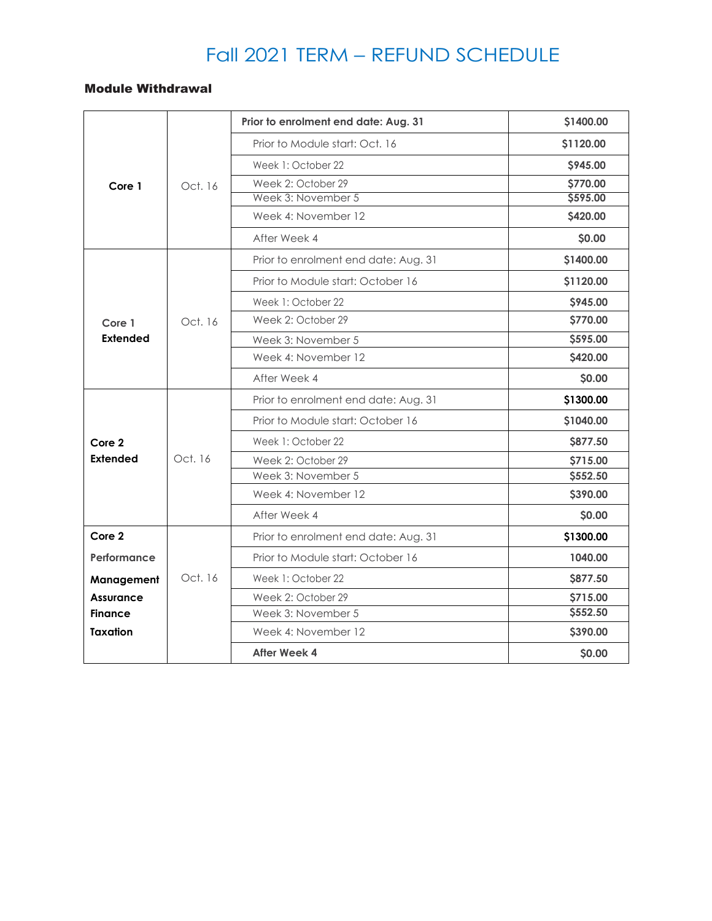# Fall 2021 TERM – REFUND SCHEDULE

### Module Withdrawal

| | | | |
|---|---|---|---|
| **Core 1** | Oct. 16 | **Prior to enrolment end date: Aug. 31** | **$1400.00** |
| | | Prior to Module start: Oct. 16 | **$1120.00** |
| | | Week 1: October 22 | **$945.00** |
| | | Week 2: October 29 | **$770.00** |
| | | Week 3: November 5 | **$595.00** |
| | | Week 4: November 12 | **$420.00** |
| | | After Week 4 | **$0.00** |
| **Core 1 Extended** | Oct. 16 | Prior to enrolment end date: Aug. 31 | **$1400.00** |
| | | Prior to Module start: October 16 | **$1120.00** |
| | | Week 1: October 22 | **$945.00** |
| | | Week 2: October 29 | **$770.00** |
| | | Week 3: November 5 | **$595.00** |
| | | Week 4: November 12 | **$420.00** |
| | | After Week 4 | **$0.00** |
| **Core 2 Extended** | Oct. 16 | Prior to enrolment end date: Aug. 31 | **$1300.00** |
| | | Prior to Module start: October 16 | **$1040.00** |
| | | Week 1: October 22 | **$877.50** |
| | | Week 2: October 29 | **$715.00** |
| | | Week 3: November 5 | **$552.50** |
| | | Week 4: November 12 | **$390.00** |
| | | After Week 4 | **$0.00** |
| **Core 2 Performance Management Assurance Finance Taxation** | Oct. 16 | Prior to enrolment end date: Aug. 31 | **$1300.00** |
| | | Prior to Module start: October 16 | **1040.00** |
| | | Week 1: October 22 | **$877.50** |
| | | Week 2: October 29 | **$715.00** |
| | | Week 3: November 5 | **$552.50** |
| | | Week 4: November 12 | **$390.00** |
| | | **After Week 4** | **$0.00** |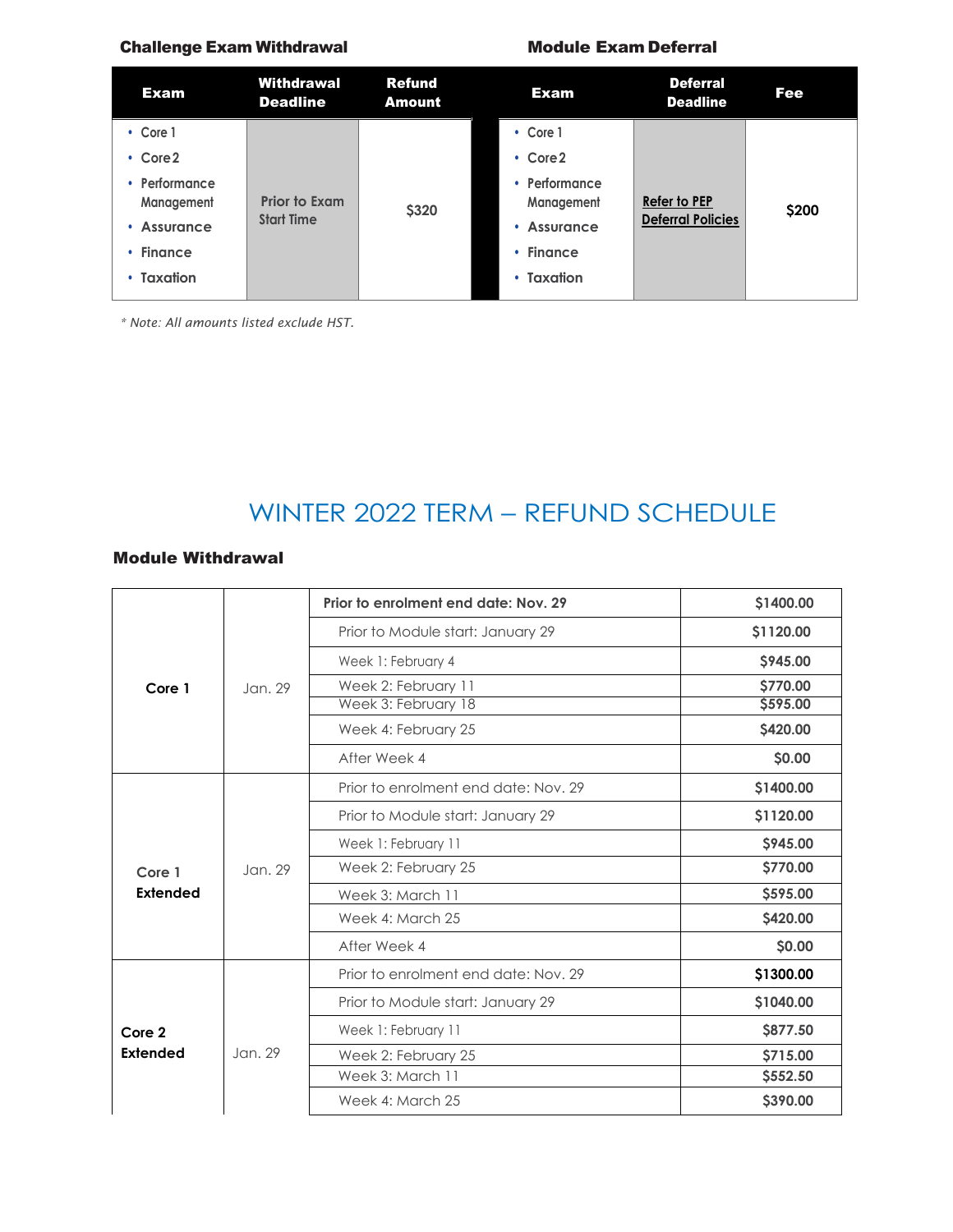### Challenge Exam Withdrawal

| Exam | Withdrawal Deadline | Refund Amount |
|---|---|---|
| • Core 1<br>• Core 2<br>• Performance Management<br>• Assurance<br>• Finance<br>• Taxation | Prior to Exam Start Time | $320 |

### Module Exam Deferral

| Exam | Deferral Deadline | Fee |
|---|---|---|
| • Core 1<br>• Core 2<br>• Performance Management<br>• Assurance<br>• Finance<br>• Taxation | Refer to PEP Deferral Policies | $200 |

*\* Note: All amounts listed exclude HST.*

# WINTER 2022 TERM – REFUND SCHEDULE

### Module Withdrawal

| Module | Start | Deadline | Refund |
|---|---|---|---|
| **Core 1** | Jan. 29 | **Prior to enrolment end date: Nov. 29** | **$1400.00** |
| | | Prior to Module start: January 29 | **$1120.00** |
| | | Week 1: February 4 | **$945.00** |
| | | Week 2: February 11 | **$770.00** |
| | | Week 3: February 18 | **$595.00** |
| | | Week 4: February 25 | **$420.00** |
| | | After Week 4 | **$0.00** |
| **Core 1 Extended** | Jan. 29 | Prior to enrolment end date: Nov. 29 | **$1400.00** |
| | | Prior to Module start: January 29 | **$1120.00** |
| | | Week 1: February 11 | **$945.00** |
| | | Week 2: February 25 | **$770.00** |
| | | Week 3: March 11 | **$595.00** |
| | | Week 4: March 25 | **$420.00** |
| | | After Week 4 | **$0.00** |
| **Core 2 Extended** | Jan. 29 | Prior to enrolment end date: Nov. 29 | **$1300.00** |
| | | Prior to Module start: January 29 | **$1040.00** |
| | | Week 1: February 11 | **$877.50** |
| | | Week 2: February 25 | **$715.00** |
| | | Week 3: March 11 | **$552.50** |
| | | Week 4: March 25 | **$390.00** |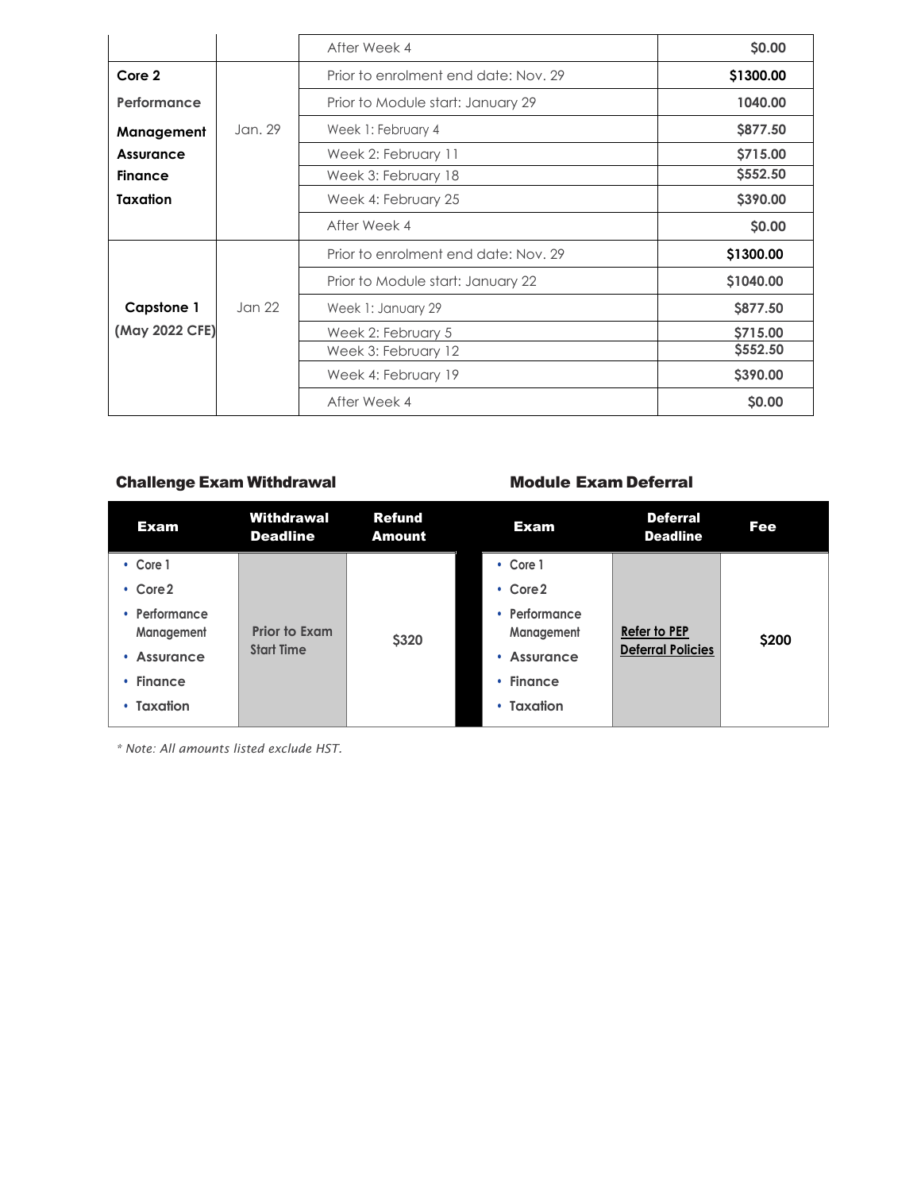| | | | |
|---|---|---|---|
| | | After Week 4 | $0.00 |
| **Core 2** **Performance Management** **Assurance** **Finance** **Taxation** | Jan. 29 | Prior to enrolment end date: Nov. 29 | **$1300.00** |
| | | Prior to Module start: January 29 | 1040.00 |
| | | Week 1: February 4 | $877.50 |
| | | Week 2: February 11 | $715.00 |
| | | Week 3: February 18 | $552.50 |
| | | Week 4: February 25 | $390.00 |
| | | After Week 4 | $0.00 |
| **Capstone 1 (May 2022 CFE)** | Jan 22 | Prior to enrolment end date: Nov. 29 | **$1300.00** |
| | | Prior to Module start: January 22 | $1040.00 |
| | | Week 1: January 29 | $877.50 |
| | | Week 2: February 5 | $715.00 |
| | | Week 3: February 12 | $552.50 |
| | | Week 4: February 19 | $390.00 |
| | | After Week 4 | $0.00 |

### Challenge Exam Withdrawal

| Exam | Withdrawal Deadline | Refund Amount |
|---|---|---|
| • Core 1<br>• Core 2<br>• Performance Management<br>• Assurance<br>• Finance<br>• Taxation | Prior to Exam Start Time | $320 |

### Module Exam Deferral

| Exam | Deferral Deadline | Fee |
|---|---|---|
| • Core 1<br>• Core 2<br>• Performance Management<br>• Assurance<br>• Finance<br>• Taxation | Refer to PEP Deferral Policies | $200 |

*\* Note: All amounts listed exclude HST.*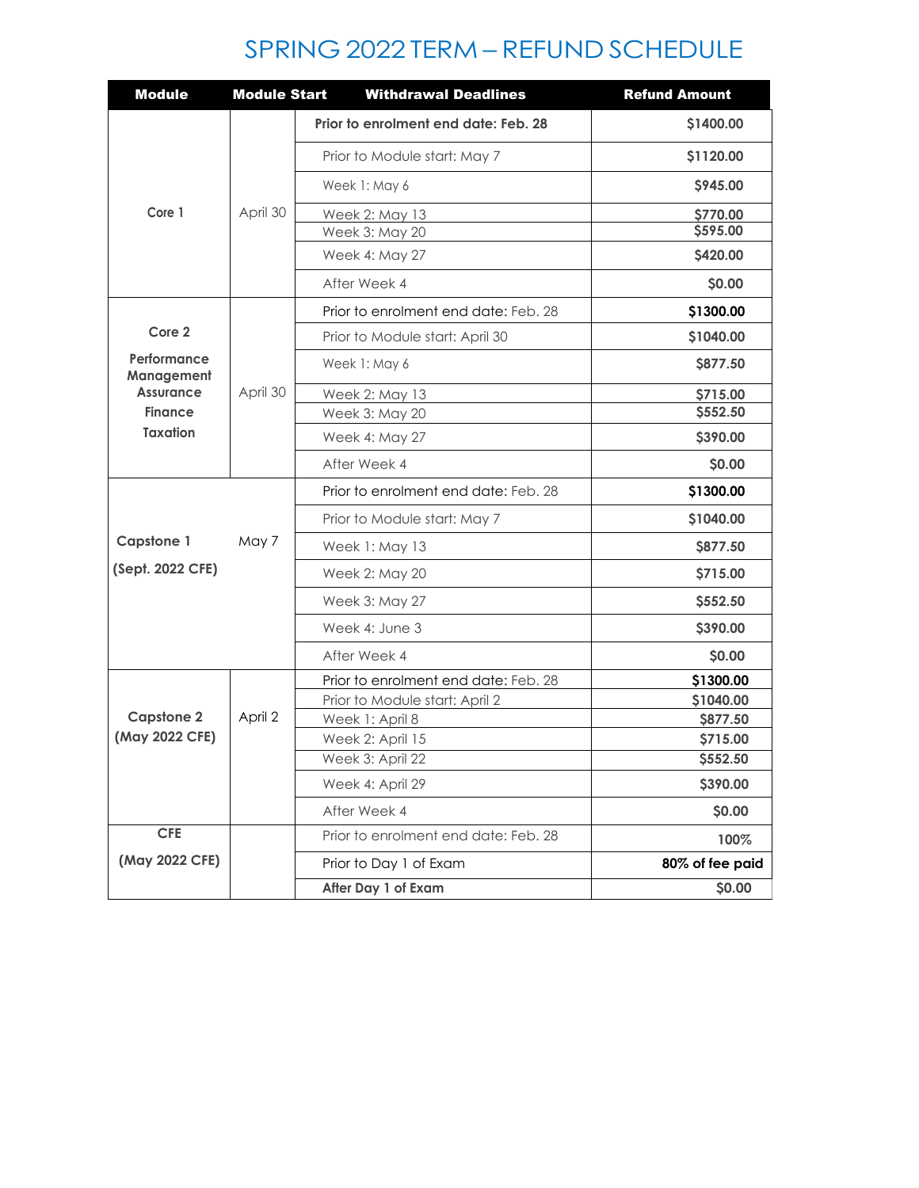# SPRING 2022 TERM – REFUND SCHEDULE

| Module | Module Start | Withdrawal Deadlines | Refund Amount |
|---|---|---|---|
| Core 1 | April 30 | **Prior to enrolment end date: Feb. 28** | **$1400.00** |
| | | Prior to Module start: May 7 | **$1120.00** |
| | | Week 1: May 6 | **$945.00** |
| | | Week 2: May 13 | **$770.00** |
| | | Week 3: May 20 | **$595.00** |
| | | Week 4: May 27 | **$420.00** |
| | | After Week 4 | **$0.00** |
| **Core 2**<br>**Performance Management**<br>**Assurance**<br>**Finance**<br>**Taxation** | April 30 | Prior to enrolment end date: Feb. 28 | **$1300.00** |
| | | Prior to Module start: April 30 | **$1040.00** |
| | | Week 1: May 6 | **$877.50** |
| | | Week 2: May 13 | **$715.00** |
| | | Week 3: May 20 | **$552.50** |
| | | Week 4: May 27 | **$390.00** |
| | | After Week 4 | **$0.00** |
| **Capstone 1**<br>**(Sept. 2022 CFE)** | May 7 | Prior to enrolment end date: Feb. 28 | **$1300.00** |
| | | Prior to Module start: May 7 | **$1040.00** |
| | | Week 1: May 13 | **$877.50** |
| | | Week 2: May 20 | **$715.00** |
| | | Week 3: May 27 | **$552.50** |
| | | Week 4: June 3 | **$390.00** |
| | | After Week 4 | **$0.00** |
| **Capstone 2**<br>**(May 2022 CFE)** | April 2 | Prior to enrolment end date: Feb. 28 | **$1300.00** |
| | | Prior to Module start: April 2 | **$1040.00** |
| | | Week 1: April 8 | **$877.50** |
| | | Week 2: April 15 | **$715.00** |
| | | Week 3: April 22 | **$552.50** |
| | | Week 4: April 29 | **$390.00** |
| | | After Week 4 | **$0.00** |
| **CFE**<br>**(May 2022 CFE)** | | Prior to enrolment end date: Feb. 28 | **100%** |
| | | Prior to Day 1 of Exam | **80% of fee paid** |
| | | **After Day 1 of Exam** | **$0.00** |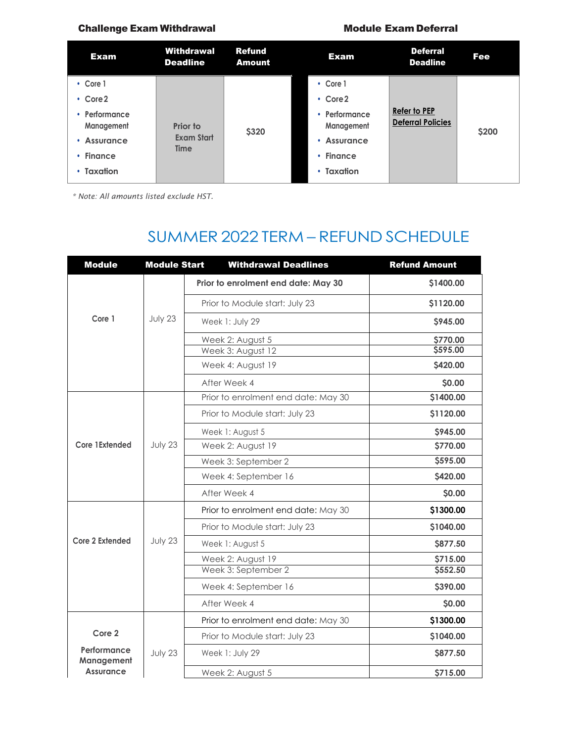**Challenge Exam Withdrawal**

| Exam | Withdrawal Deadline | Refund Amount |
|---|---|---|
| • Core 1<br>• Core 2<br>• Performance Management<br>• Assurance<br>• Finance<br>• Taxation | Prior to Exam Start Time | $320 |

**Module Exam Deferral**

| Exam | Deferral Deadline | Fee |
|---|---|---|
| • Core 1<br>• Core 2<br>• Performance Management<br>• Assurance<br>• Finance<br>• Taxation | Refer to PEP Deferral Policies | $200 |

*\* Note: All amounts listed exclude HST.*

# SUMMER 2022 TERM – REFUND SCHEDULE

| Module | Module Start | Withdrawal Deadlines | Refund Amount |
|---|---|---|---|
| Core 1 | July 23 | **Prior to enrolment end date: May 30** | $1400.00 |
| | | Prior to Module start: July 23 | $1120.00 |
| | | Week 1: July 29 | $945.00 |
| | | Week 2: August 5 | $770.00 |
| | | Week 3: August 12 | $595.00 |
| | | Week 4: August 19 | $420.00 |
| | | After Week 4 | $0.00 |
| Core 1Extended | July 23 | Prior to enrolment end date: May 30 | $1400.00 |
| | | Prior to Module start: July 23 | $1120.00 |
| | | Week 1: August 5 | $945.00 |
| | | Week 2: August 19 | $770.00 |
| | | Week 3: September 2 | $595.00 |
| | | Week 4: September 16 | $420.00 |
| | | After Week 4 | $0.00 |
| Core 2 Extended | July 23 | Prior to enrolment end date: May 30 | $1300.00 |
| | | Prior to Module start: July 23 | $1040.00 |
| | | Week 1: August 5 | $877.50 |
| | | Week 2: August 19 | $715.00 |
| | | Week 3: September 2 | $552.50 |
| | | Week 4: September 16 | $390.00 |
| | | After Week 4 | $0.00 |
| Core 2<br>Performance Management<br>Assurance | July 23 | Prior to enrolment end date: May 30 | $1300.00 |
| | | Prior to Module start: July 23 | $1040.00 |
| | | Week 1: July 29 | $877.50 |
| | | Week 2: August 5 | $715.00 |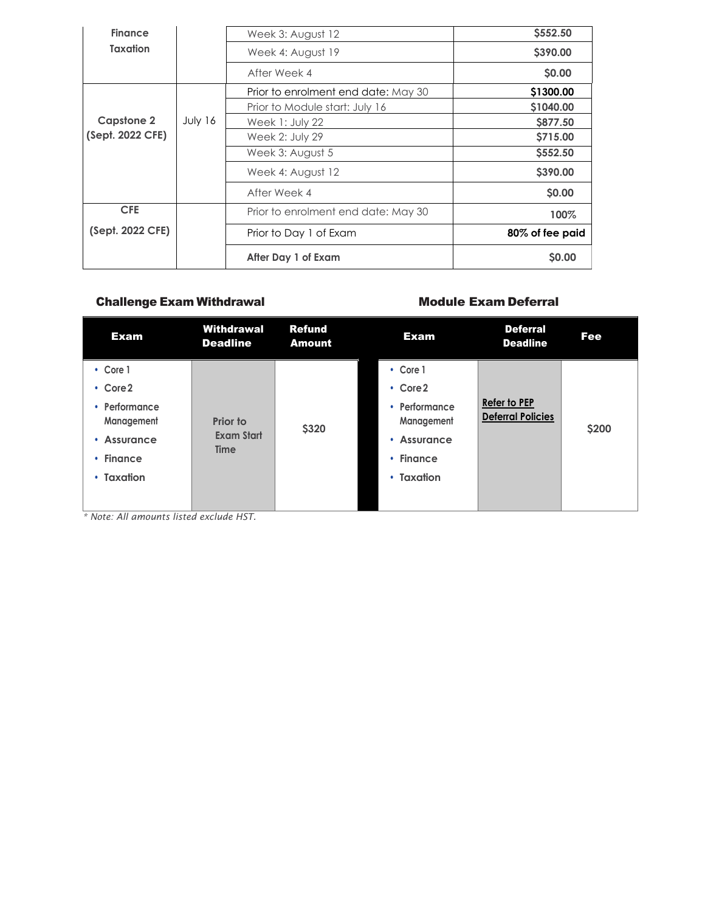| | | | |
|---|---|---|---|
| Finance Taxation | | Week 3: August 12 | $552.50 |
| | | Week 4: August 19 | $390.00 |
| | | After Week 4 | $0.00 |
| Capstone 2 (Sept. 2022 CFE) | July 16 | Prior to enrolment end date: May 30 | $1300.00 |
| | | Prior to Module start: July 16 | $1040.00 |
| | | Week 1: July 22 | $877.50 |
| | | Week 2: July 29 | $715.00 |
| | | Week 3: August 5 | $552.50 |
| | | Week 4: August 12 | $390.00 |
| | | After Week 4 | $0.00 |
| CFE (Sept. 2022 CFE) | | Prior to enrolment end date: May 30 | 100% |
| | | Prior to Day 1 of Exam | 80% of fee paid |
| | | After Day 1 of Exam | $0.00 |

### Challenge Exam Withdrawal

| Exam | Withdrawal Deadline | Refund Amount |
|---|---|---|
| • Core 1<br>• Core 2<br>• Performance Management<br>• Assurance<br>• Finance<br>• Taxation | Prior to Exam Start Time | $320 |

### Module Exam Deferral

| Exam | Deferral Deadline | Fee |
|---|---|---|
| • Core 1<br>• Core 2<br>• Performance Management<br>• Assurance<br>• Finance<br>• Taxation | Refer to PEP Deferral Policies | $200 |

*\* Note: All amounts listed exclude HST.*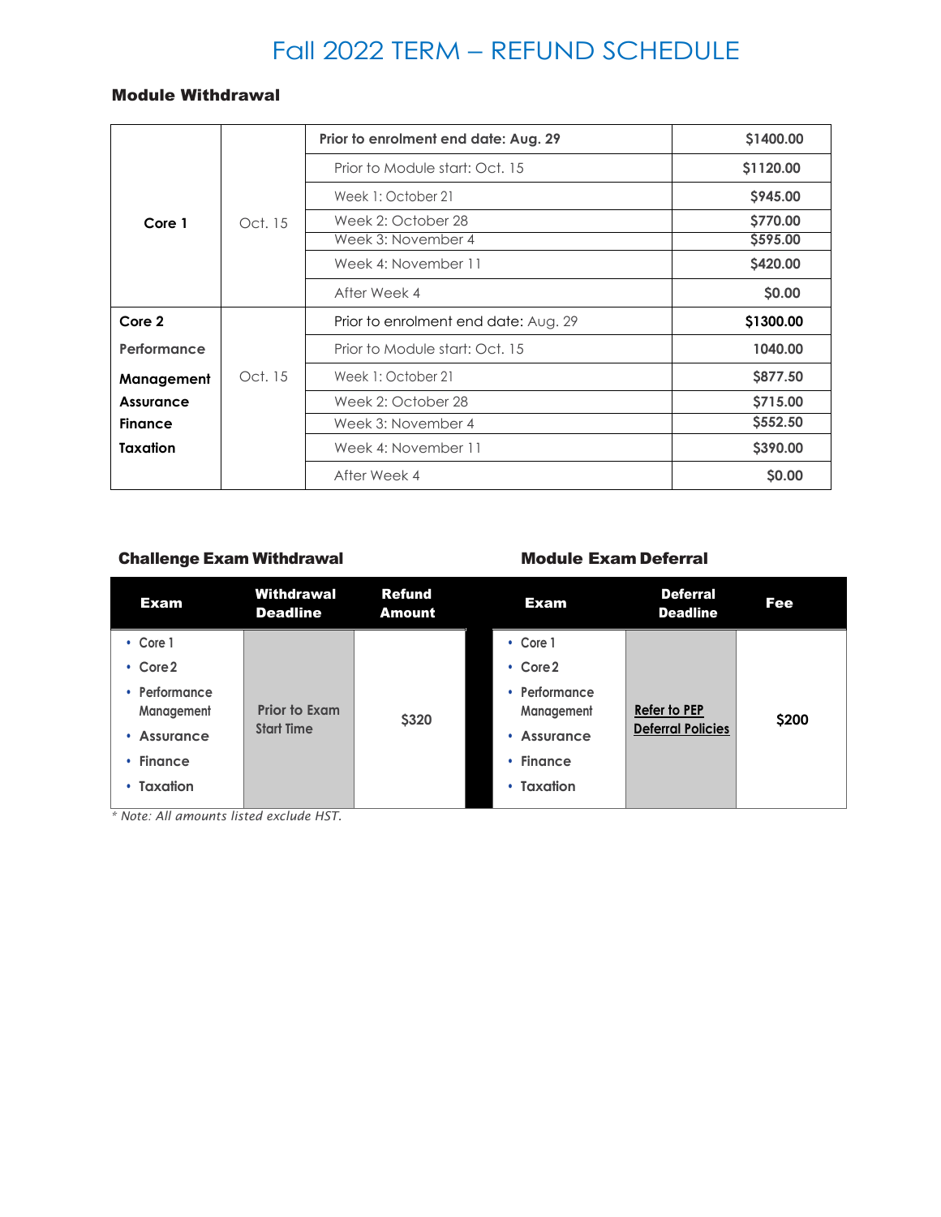# Fall 2022 TERM – REFUND SCHEDULE

### Module Withdrawal

| | | | |
|---|---|---|---|
| Core 1 | Oct. 15 | **Prior to enrolment end date: Aug. 29** | **$1400.00** |
| | | Prior to Module start: Oct. 15 | **$1120.00** |
| | | Week 1: October 21 | **$945.00** |
| | | Week 2: October 28 | **$770.00** |
| | | Week 3: November 4 | **$595.00** |
| | | Week 4: November 11 | **$420.00** |
| | | After Week 4 | **$0.00** |
| Core 2<br>Performance Management<br>Assurance<br>Finance<br>Taxation | Oct. 15 | Prior to enrolment end date: Aug. 29 | **$1300.00** |
| | | Prior to Module start: Oct. 15 | **1040.00** |
| | | Week 1: October 21 | **$877.50** |
| | | Week 2: October 28 | **$715.00** |
| | | Week 3: November 4 | **$552.50** |
| | | Week 4: November 11 | **$390.00** |
| | | After Week 4 | **$0.00** |

### Challenge Exam Withdrawal

| Exam | Withdrawal Deadline | Refund Amount |
|---|---|---|
| • Core 1<br>• Core 2<br>• Performance Management<br>• Assurance<br>• Finance<br>• Taxation | Prior to Exam Start Time | $320 |

### Module Exam Deferral

| Exam | Deferral Deadline | Fee |
|---|---|---|
| • Core 1<br>• Core 2<br>• Performance Management<br>• Assurance<br>• Finance<br>• Taxation | Refer to PEP Deferral Policies | $200 |

*\* Note: All amounts listed exclude HST.*